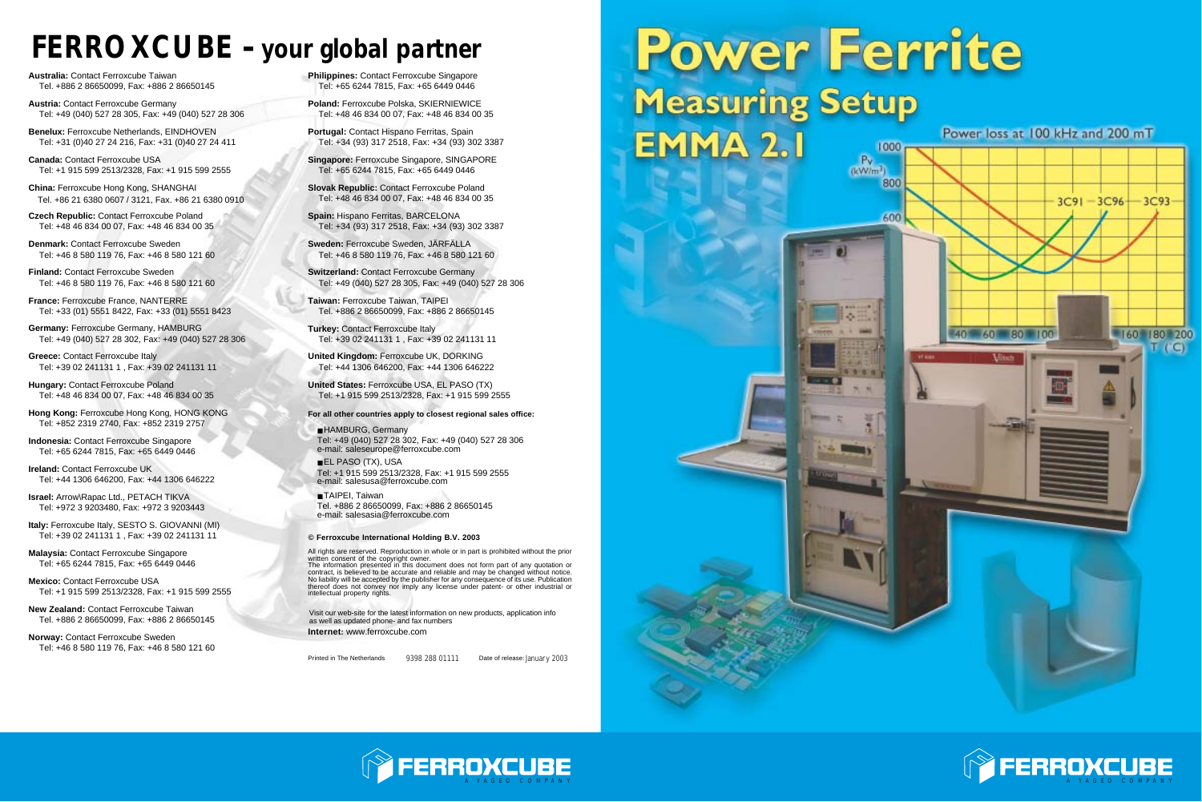# FERROXCUBE – your global partner

**Australia:** Contact Ferroxcube Taiwan
Tel. +886 2 86650099, Fax: +886 2 86650145

**Austria:** Contact Ferroxcube Germany
Tel: +49 (040) 527 28 305, Fax: +49 (040) 527 28 306

**Benelux:** Ferroxcube Netherlands, EINDHOVEN
Tel: +31 (0)40 27 24 216, Fax: +31 (0)40 27 24 411

**Canada:** Contact Ferroxcube USA
Tel: +1 915 599 2513/2328, Fax: +1 915 599 2555

**China:** Ferroxcube Hong Kong, SHANGHAI
Tel. +86 21 6380 0607 / 3121, Fax. +86 21 6380 0910

**Czech Republic:** Contact Ferroxcube Poland
Tel: +48 46 834 00 07, Fax: +48 46 834 00 35

**Denmark:** Contact Ferroxcube Sweden
Tel: +46 8 580 119 76, Fax: +46 8 580 121 60

**Finland:** Contact Ferroxcube Sweden
Tel: +46 8 580 119 76, Fax: +46 8 580 121 60

**France:** Ferroxcube France, NANTERRE
Tel: +33 (01) 5551 8422, Fax: +33 (01) 5551 8423

**Germany:** Ferroxcube Germany, HAMBURG
Tel: +49 (040) 527 28 302, Fax: +49 (040) 527 28 306

**Greece:** Contact Ferroxcube Italy
Tel: +39 02 241131 1 , Fax: +39 02 241131 11

**Hungary:** Contact Ferroxcube Poland
Tel: +48 46 834 00 07, Fax: +48 46 834 00 35

**Hong Kong:** Ferroxcube Hong Kong, HONG KONG
Tel: +852 2319 2740, Fax: +852 2319 2757

**Indonesia:** Contact Ferroxcube Singapore
Tel: +65 6244 7815, Fax: +65 6449 0446

**Ireland:** Contact Ferroxcube UK
Tel: +44 1306 646200, Fax: +44 1306 646222

**Israel:** Arrow\Rapac Ltd., PETACH TIKVA
Tel: +972 3 9203480, Fax: +972 3 9203443

**Italy:** Ferroxcube Italy, SESTO S. GIOVANNI (MI)
Tel: +39 02 241131 1 , Fax: +39 02 241131 11

**Malaysia:** Contact Ferroxcube Singapore
Tel: +65 6244 7815, Fax: +65 6449 0446

**Mexico:** Contact Ferroxcube USA
Tel: +1 915 599 2513/2328, Fax: +1 915 599 2555

**New Zealand:** Contact Ferroxcube Taiwan
Tel. +886 2 86650099, Fax: +886 2 86650145

**Norway:** Contact Ferroxcube Sweden
Tel: +46 8 580 119 76, Fax: +46 8 580 121 60

**Philippines:** Contact Ferroxcube Singapore
Tel: +65 6244 7815, Fax: +65 6449 0446

**Poland:** Ferroxcube Polska, SKIERNIEWICE
Tel: +48 46 834 00 07, Fax: +48 46 834 00 35

**Portugal:** Contact Hispano Ferritas, Spain
Tel: +34 (93) 317 2518, Fax: +34 (93) 302 3387

**Singapore:** Ferroxcube Singapore, SINGAPORE
Tel: +65 6244 7815, Fax: +65 6449 0446

**Slovak Republic:** Contact Ferroxcube Poland
Tel: +48 46 834 00 07, Fax: +48 46 834 00 35

**Spain:** Hispano Ferritas, BARCELONA
Tel: +34 (93) 317 2518, Fax: +34 (93) 302 3387

**Sweden:** Ferroxcube Sweden, JÄRFÄLLA
Tel: +46 8 580 119 76, Fax: +46 8 580 121 60

**Switzerland:** Contact Ferroxcube Germany
Tel: +49 (040) 527 28 305, Fax: +49 (040) 527 28 306

**Taiwan:** Ferroxcube Taiwan, TAIPEI
Tel. +886 2 86650099, Fax: +886 2 86650145

**Turkey:** Contact Ferroxcube Italy
Tel: +39 02 241131 1 , Fax: +39 02 241131 11

**United Kingdom:** Ferroxcube UK, DORKING
Tel: +44 1306 646200, Fax: +44 1306 646222

**United States:** Ferroxcube USA, EL PASO (TX)
Tel: +1 915 599 2513/2328, Fax: +1 915 599 2555

**For all other countries apply to closest regional sales office:**

- HAMBURG, Germany
  Tel: +49 (040) 527 28 302, Fax: +49 (040) 527 28 306
  e-mail: saleseurope@ferroxcube.com
- EL PASO (TX), USA
  Tel: +1 915 599 2513/2328, Fax: +1 915 599 2555
  e-mail: salesusa@ferroxcube.com
- TAIPEI, Taiwan
  Tel. +886 2 86650099, Fax: +886 2 86650145
  e-mail: salesasia@ferroxcube.com

**© Ferroxcube International Holding B.V. 2003**

All rights are reserved. Reproduction in whole or in part is prohibited without the prior written consent of the copyright owner.
The information presented in this document does not form part of any quotation or contract, is believed to be accurate and reliable and may be changed without notice. No liability will be accepted by the publisher for any consequence of its use. Publication thereof does not convey nor imply any license under patent- or other industrial or intellectual property rights.

Visit our web-site for the latest information on new products, application info as well as updated phone- and fax numbers
**Internet:** www.ferroxcube.com

Printed in The Netherlands 9398 288 01111 Date of release: January 2003

# Power Ferrite Measuring Setup EMMA 2.1

Power loss at 100 kHz and 200 mT

FERROXCUBE
A YAGEO COMPANY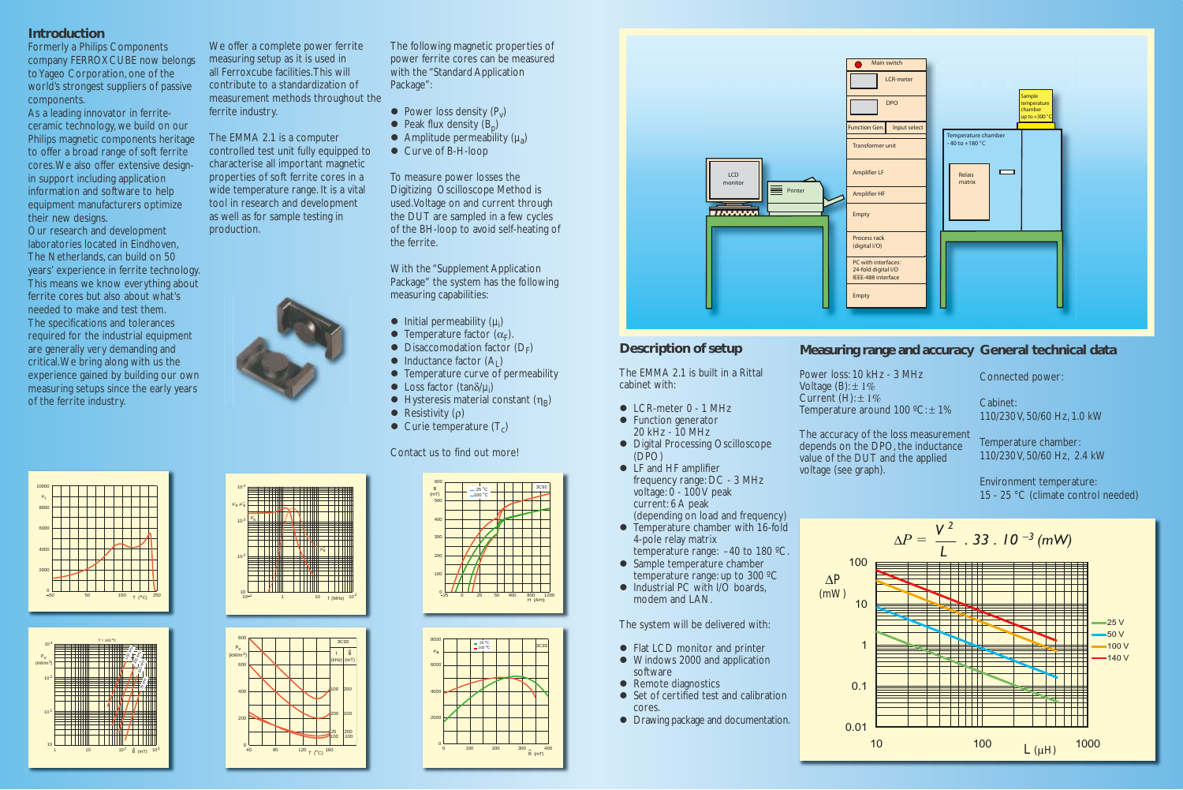## Introduction

Formerly a Philips Components company FERROXCUBE now belongs to Yageo Corporation, one of the world's strongest suppliers of passive components.
As a leading innovator in ferrite-ceramic technology, we build on our Philips magnetic components heritage to offer a broad range of soft ferrite cores. We also offer extensive design-in support including application information and software to help equipment manufacturers optimize their new designs.
Our research and development laboratories located in Eindhoven, The Netherlands, can build on 50 years' experience in ferrite technology. This means we know everything about ferrite cores but also about what's needed to make and test them.
The specifications and tolerances required for the industrial equipment are generally very demanding and critical. We bring along with us the experience gained by building our own measuring setups since the early years of the ferrite industry.

We offer a complete power ferrite measuring setup as it is used in all Ferroxcube facilities. This will contribute to a standardization of measurement methods throughout the ferrite industry.

The EMMA 2.1 is a computer controlled test unit fully equipped to characterise all important magnetic properties of soft ferrite cores in a wide temperature range. It is a vital tool in research and development as well as for sample testing in production.

The following magnetic properties of power ferrite cores can be measured with the "Standard Application Package":

- Power loss density ($P_V$)
- Peak flux density ($B_p$)
- Amplitude permeability ($\mu_a$)
- Curve of B-H-loop

To measure power losses the Digitizing Oscilloscope Method is used. Voltage on and current through the DUT are sampled in a few cycles of the BH-loop to avoid self-heating of the ferrite.

With the "Supplement Application Package" the system has the following measuring capabilities:

- Initial permeability ($\mu_i$)
- Temperature factor ($\alpha_F$).
- Disaccomodation factor ($D_F$)
- Inductance factor ($A_L$)
- Temperature curve of permeability
- Loss factor ($\tan\delta/\mu_i$)
- Hysteresis material constant ($\eta_B$)
- Resistivity ($\rho$)
- Curie temperature ($T_c$)

Contact us to find out more!

Main switch
LCR-meter
DPO
Function Gen.
Input select
Transformer unit
Amplifier LF
Amplifier HF
Empty
Process rack (digital I/O)
PC with interfaces: 24-fold digital I/O IEEE-488 interface
Empty
LCD monitor
Printer
Temperature chamber - 40 to +180 °C
Relais matrix
Sample temperature chamber up to +300 °C

## Description of setup

The EMMA 2.1 is built in a Rittal cabinet with:

- LCR-meter 0 - 1 MHz
- Function generator 20 kHz - 10 MHz
- Digital Processing Oscilloscope (DPO)
- LF and HF amplifier frequency range: DC - 3 MHz voltage: 0 - 100V peak current: 6A peak (depending on load and frequency)
- Temperature chamber with 16-fold 4-pole relay matrix temperature range: –40 to 180 ºC.
- Sample temperature chamber temperature range: up to 300 ºC
- Industrial PC with I/O boards, modem and LAN.

The system will be delivered with:

- Flat LCD monitor and printer
- Windows 2000 and application software
- Remote diagnostics
- Set of certified test and calibration cores.
- Drawing package and documentation.

## Measuring range and accuracy

Power loss: 10 kHz - 3 MHz
Voltage (B): ± 1%
Current (H): ± 1%
Temperature around 100 ºC: ± 1%

The accuracy of the loss measurement depends on the DPO, the inductance value of the DUT and the applied voltage (see graph).

## General technical data

Connected power:

Cabinet:
110/230V, 50/60 Hz, 1.0 kW

Temperature chamber:
110/230V, 50/60 Hz, 2.4 kW

Environment temperature:
15 - 25 °C (climate control needed)

$$\Delta P = \frac{V^2}{L} \; . \; 33 \; . \; 10^{-3} \; (mW)$$

ΔP (mW)
100
10
1
0.1
0.01
10
100
1000
L (μH)
25 V
50 V
100 V
140 V